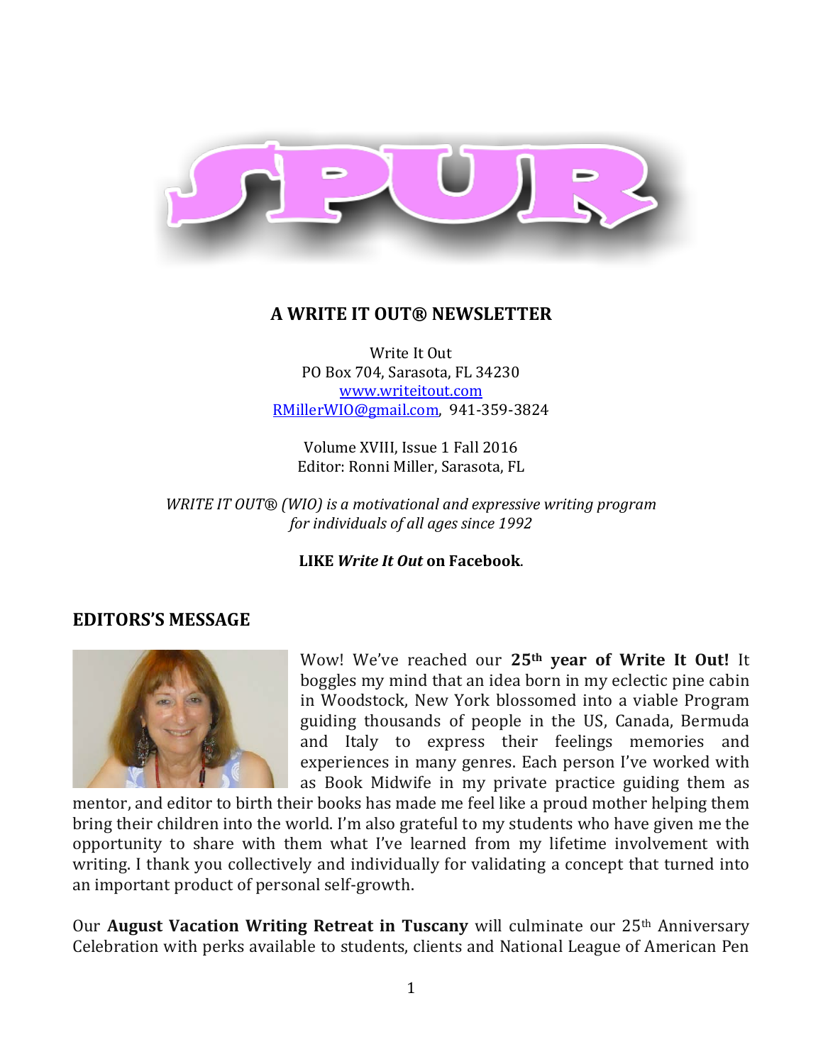# SPUR

**A WRITE IT OUT® NEWSLETTER**

Write It Out
PO Box 704, Sarasota, FL 34230
www.writeitout.com
RMillerWIO@gmail.com, 941-359-3824

Volume XVIII, Issue 1 Fall 2016
Editor: Ronni Miller, Sarasota, FL

*WRITE IT OUT® (WIO) is a motivational and expressive writing program for individuals of all ages since 1992*

**LIKE *Write It Out* on Facebook.**

## EDITORS'S MESSAGE

Wow! We've reached our **25th year of Write It Out!** It boggles my mind that an idea born in my eclectic pine cabin in Woodstock, New York blossomed into a viable Program guiding thousands of people in the US, Canada, Bermuda and Italy to express their feelings memories and experiences in many genres. Each person I've worked with as Book Midwife in my private practice guiding them as mentor, and editor to birth their books has made me feel like a proud mother helping them bring their children into the world. I'm also grateful to my students who have given me the opportunity to share with them what I've learned from my lifetime involvement with writing. I thank you collectively and individually for validating a concept that turned into an important product of personal self-growth.

Our **August Vacation Writing Retreat in Tuscany** will culminate our 25th Anniversary Celebration with perks available to students, clients and National League of American Pen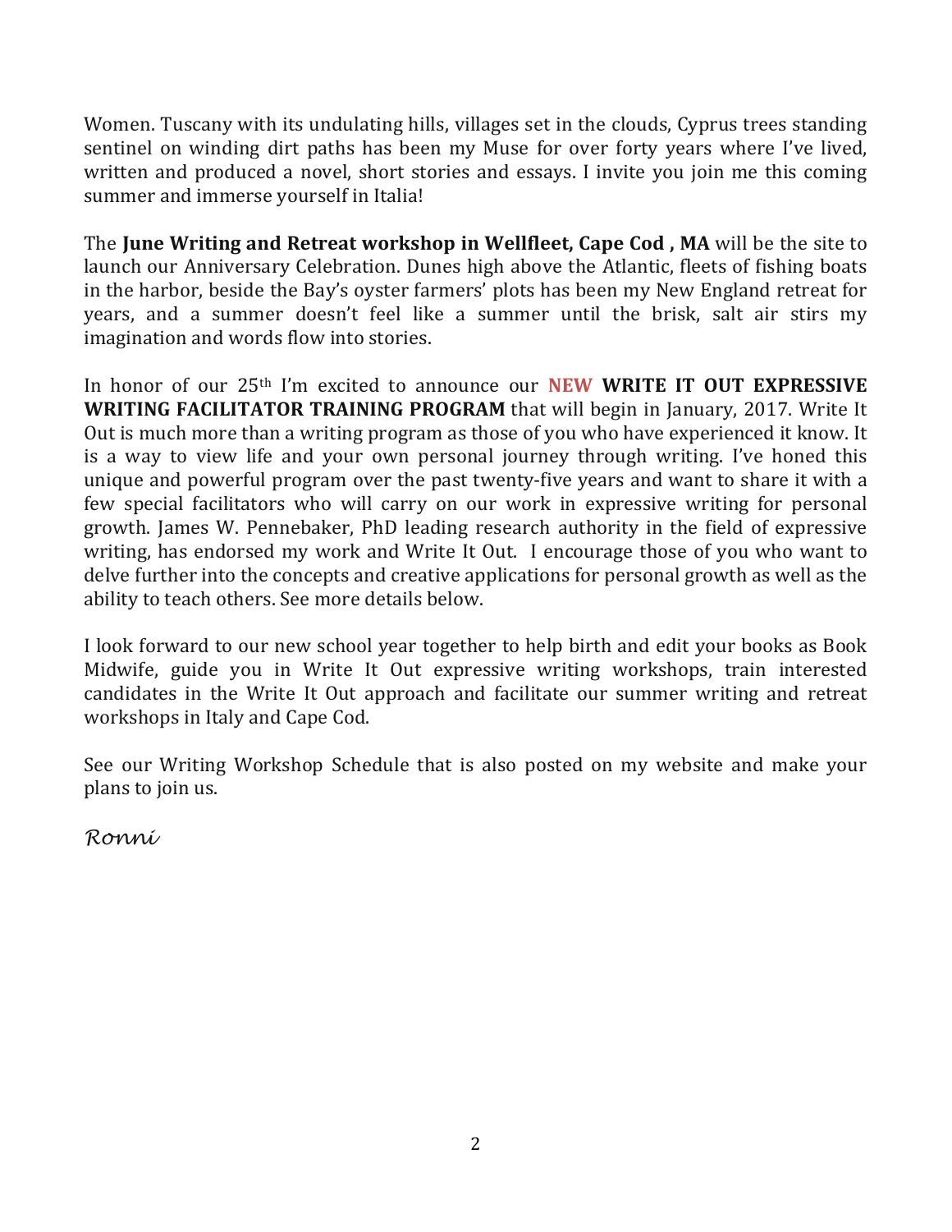Women. Tuscany with its undulating hills, villages set in the clouds, Cyprus trees standing sentinel on winding dirt paths has been my Muse for over forty years where I've lived, written and produced a novel, short stories and essays. I invite you join me this coming summer and immerse yourself in Italia!

The **June Writing and Retreat workshop in Wellfleet, Cape Cod , MA** will be the site to launch our Anniversary Celebration. Dunes high above the Atlantic, fleets of fishing boats in the harbor, beside the Bay's oyster farmers' plots has been my New England retreat for years, and a summer doesn't feel like a summer until the brisk, salt air stirs my imagination and words flow into stories.

In honor of our 25th I'm excited to announce our **NEW WRITE IT OUT EXPRESSIVE WRITING FACILITATOR TRAINING PROGRAM** that will begin in January, 2017. Write It Out is much more than a writing program as those of you who have experienced it know. It is a way to view life and your own personal journey through writing. I've honed this unique and powerful program over the past twenty-five years and want to share it with a few special facilitators who will carry on our work in expressive writing for personal growth. James W. Pennebaker, PhD leading research authority in the field of expressive writing, has endorsed my work and Write It Out. I encourage those of you who want to delve further into the concepts and creative applications for personal growth as well as the ability to teach others. See more details below.

I look forward to our new school year together to help birth and edit your books as Book Midwife, guide you in Write It Out expressive writing workshops, train interested candidates in the Write It Out approach and facilitate our summer writing and retreat workshops in Italy and Cape Cod.

See our Writing Workshop Schedule that is also posted on my website and make your plans to join us.

*Ronni*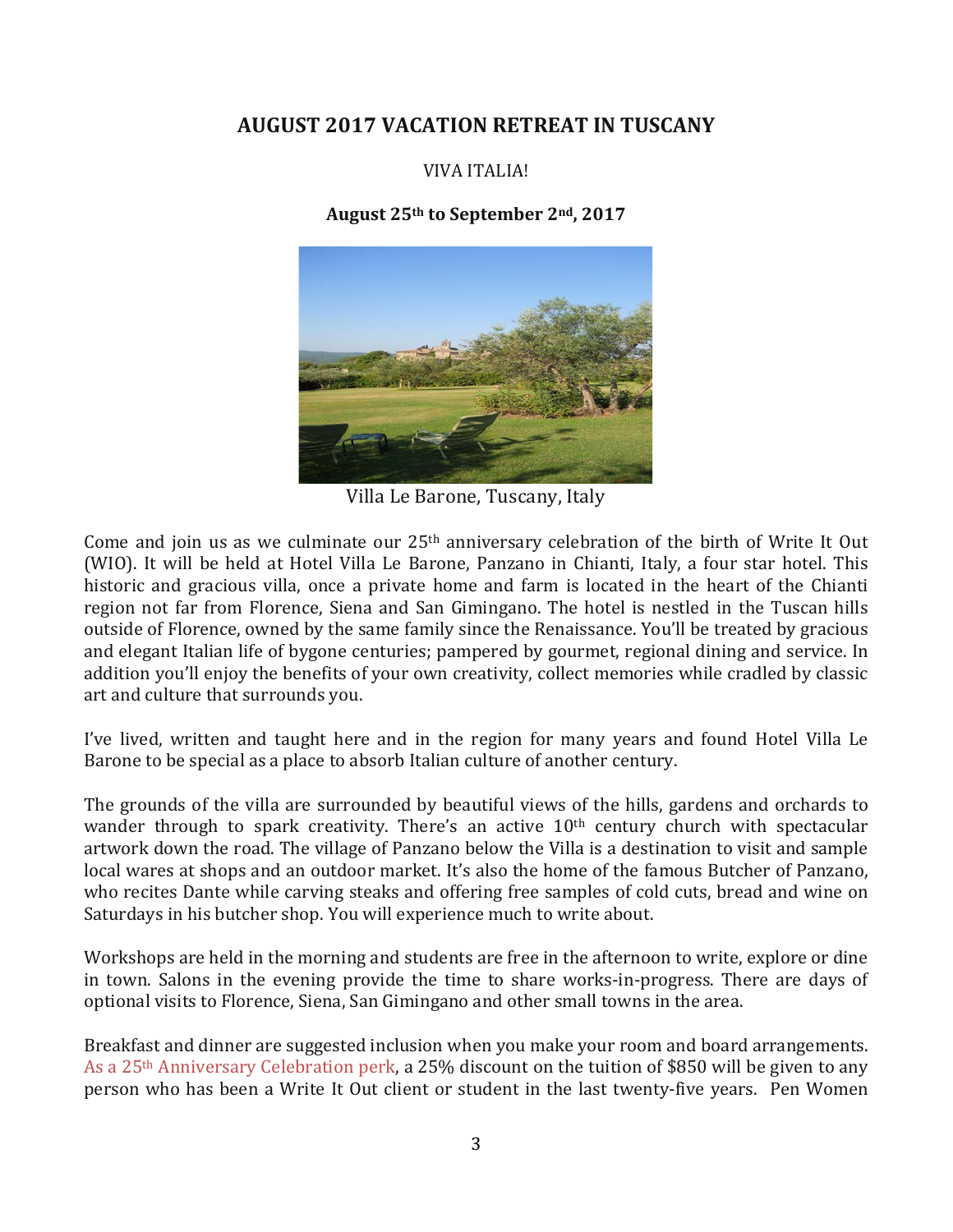## AUGUST 2017 VACATION RETREAT IN TUSCANY

VIVA ITALIA!

**August 25th to September 2nd, 2017**

Villa Le Barone, Tuscany, Italy

Come and join us as we culminate our 25th anniversary celebration of the birth of Write It Out (WIO). It will be held at Hotel Villa Le Barone, Panzano in Chianti, Italy, a four star hotel. This historic and gracious villa, once a private home and farm is located in the heart of the Chianti region not far from Florence, Siena and San Gimingano. The hotel is nestled in the Tuscan hills outside of Florence, owned by the same family since the Renaissance. You'll be treated by gracious and elegant Italian life of bygone centuries; pampered by gourmet, regional dining and service. In addition you'll enjoy the benefits of your own creativity, collect memories while cradled by classic art and culture that surrounds you.

I've lived, written and taught here and in the region for many years and found Hotel Villa Le Barone to be special as a place to absorb Italian culture of another century.

The grounds of the villa are surrounded by beautiful views of the hills, gardens and orchards to wander through to spark creativity. There's an active 10th century church with spectacular artwork down the road. The village of Panzano below the Villa is a destination to visit and sample local wares at shops and an outdoor market. It's also the home of the famous Butcher of Panzano, who recites Dante while carving steaks and offering free samples of cold cuts, bread and wine on Saturdays in his butcher shop. You will experience much to write about.

Workshops are held in the morning and students are free in the afternoon to write, explore or dine in town. Salons in the evening provide the time to share works-in-progress. There are days of optional visits to Florence, Siena, San Gimingano and other small towns in the area.

Breakfast and dinner are suggested inclusion when you make your room and board arrangements. As a 25th Anniversary Celebration perk, a 25% discount on the tuition of $850 will be given to any person who has been a Write It Out client or student in the last twenty-five years. Pen Women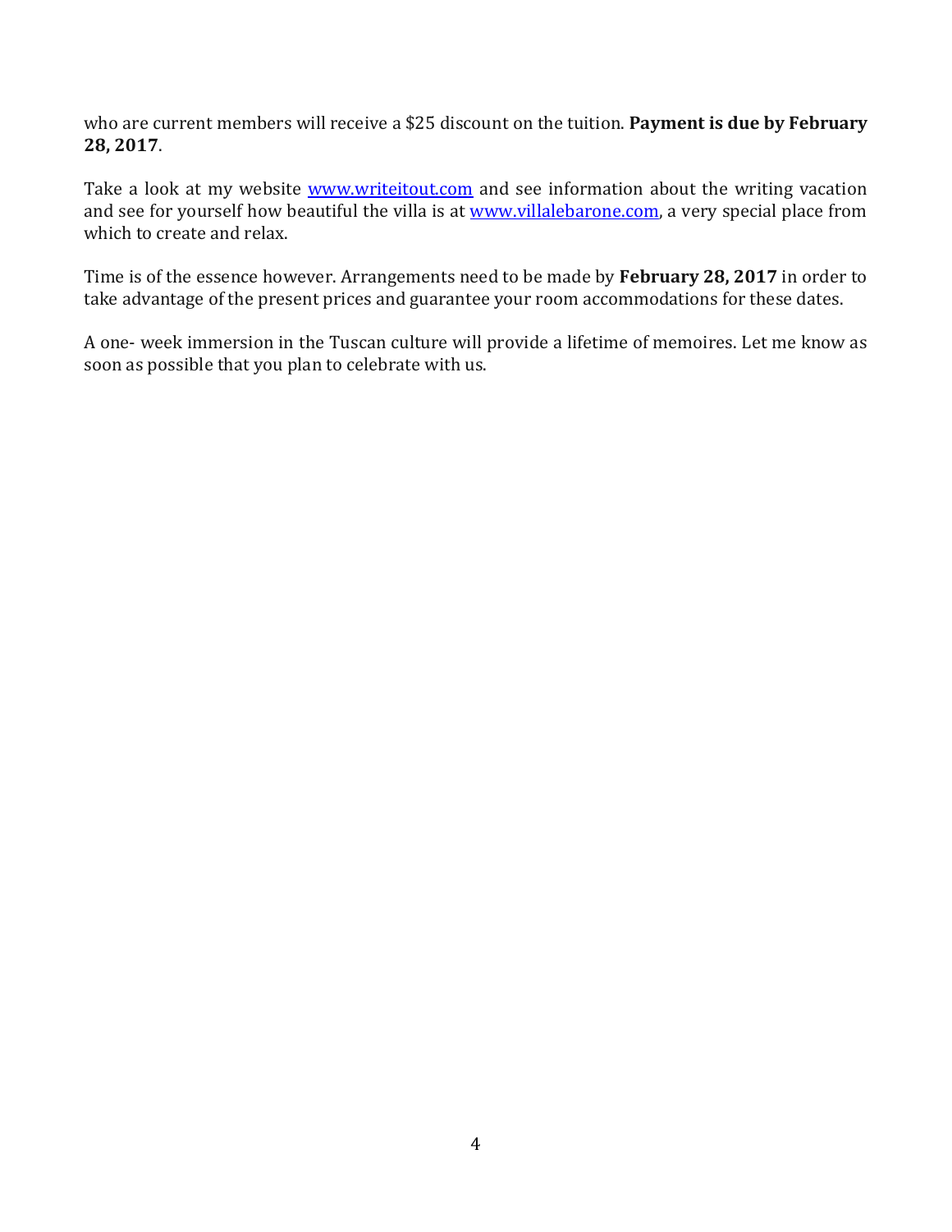who are current members will receive a $25 discount on the tuition. **Payment is due by February 28, 2017**.

Take a look at my website [www.writeitout.com](http://www.writeitout.com) and see information about the writing vacation and see for yourself how beautiful the villa is at [www.villalebarone.com](http://www.villalebarone.com), a very special place from which to create and relax.

Time is of the essence however. Arrangements need to be made by **February 28, 2017** in order to take advantage of the present prices and guarantee your room accommodations for these dates.

A one- week immersion in the Tuscan culture will provide a lifetime of memoires. Let me know as soon as possible that you plan to celebrate with us.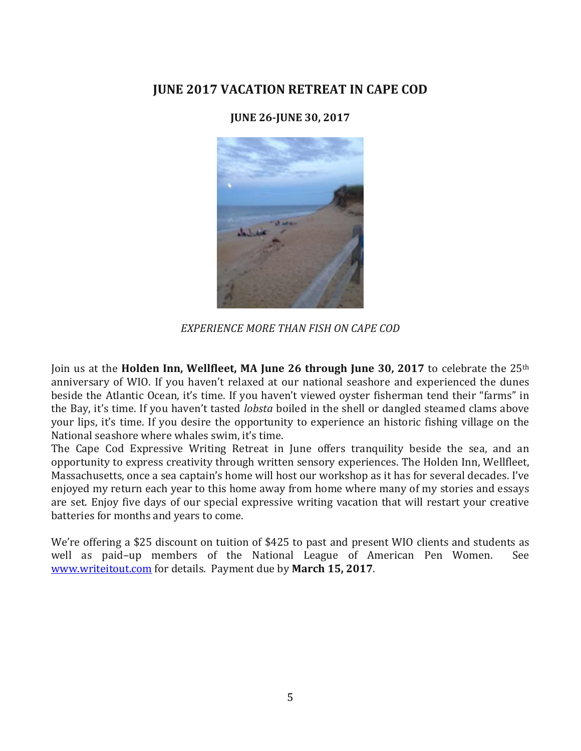## JUNE 2017 VACATION RETREAT IN CAPE COD

### JUNE 26-JUNE 30, 2017

*EXPERIENCE MORE THAN FISH ON CAPE COD*

Join us at the **Holden Inn, Wellfleet, MA June 26 through June 30, 2017** to celebrate the 25th anniversary of WIO. If you haven't relaxed at our national seashore and experienced the dunes beside the Atlantic Ocean, it's time. If you haven't viewed oyster fisherman tend their "farms" in the Bay, it's time. If you haven't tasted *lobsta* boiled in the shell or dangled steamed clams above your lips, it's time. If you desire the opportunity to experience an historic fishing village on the National seashore where whales swim, it's time.

The Cape Cod Expressive Writing Retreat in June offers tranquility beside the sea, and an opportunity to express creativity through written sensory experiences. The Holden Inn, Wellfleet, Massachusetts, once a sea captain's home will host our workshop as it has for several decades. I've enjoyed my return each year to this home away from home where many of my stories and essays are set. Enjoy five days of our special expressive writing vacation that will restart your creative batteries for months and years to come.

We're offering a $25 discount on tuition of $425 to past and present WIO clients and students as well as paid–up members of the National League of American Pen Women. See [www.writeitout.com](http://www.writeitout.com) for details. Payment due by **March 15, 2017**.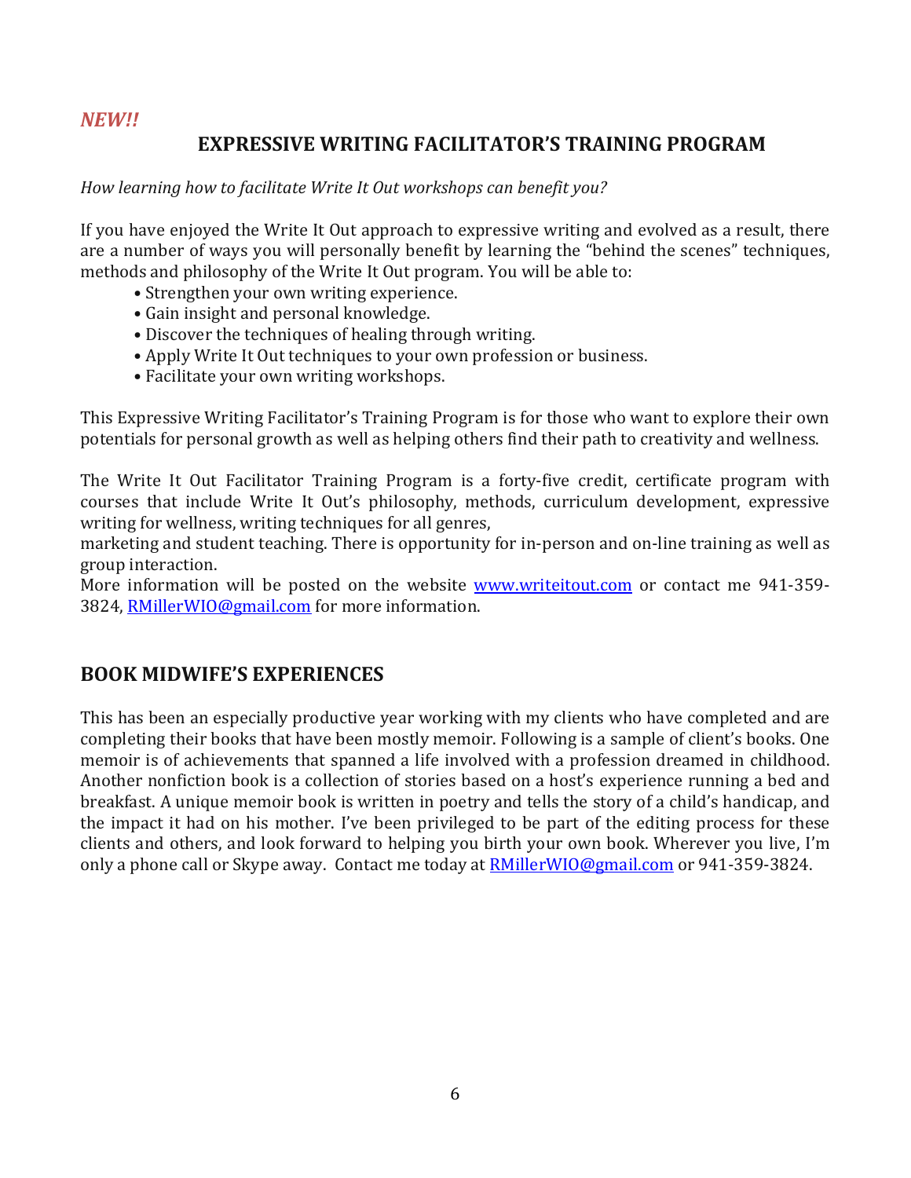*NEW!!*

## EXPRESSIVE WRITING FACILITATOR'S TRAINING PROGRAM

*How learning how to facilitate Write It Out workshops can benefit you?*

If you have enjoyed the Write It Out approach to expressive writing and evolved as a result, there are a number of ways you will personally benefit by learning the "behind the scenes" techniques, methods and philosophy of the Write It Out program. You will be able to:

- Strengthen your own writing experience.
- Gain insight and personal knowledge.
- Discover the techniques of healing through writing.
- Apply Write It Out techniques to your own profession or business.
- Facilitate your own writing workshops.

This Expressive Writing Facilitator's Training Program is for those who want to explore their own potentials for personal growth as well as helping others find their path to creativity and wellness.

The Write It Out Facilitator Training Program is a forty-five credit, certificate program with courses that include Write It Out's philosophy, methods, curriculum development, expressive writing for wellness, writing techniques for all genres,
marketing and student teaching. There is opportunity for in-person and on-line training as well as group interaction.
More information will be posted on the website [www.writeitout.com](http://www.writeitout.com) or contact me 941-359-3824, [RMillerWIO@gmail.com](mailto:RMillerWIO@gmail.com) for more information.

## BOOK MIDWIFE'S EXPERIENCES

This has been an especially productive year working with my clients who have completed and are completing their books that have been mostly memoir. Following is a sample of client's books. One memoir is of achievements that spanned a life involved with a profession dreamed in childhood. Another nonfiction book is a collection of stories based on a host's experience running a bed and breakfast. A unique memoir book is written in poetry and tells the story of a child's handicap, and the impact it had on his mother. I've been privileged to be part of the editing process for these clients and others, and look forward to helping you birth your own book. Wherever you live, I'm only a phone call or Skype away. Contact me today at [RMillerWIO@gmail.com](mailto:RMillerWIO@gmail.com) or 941-359-3824.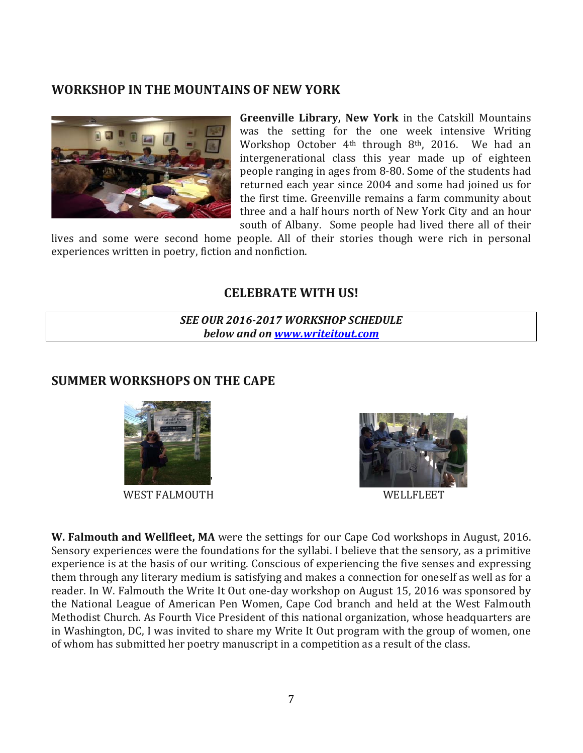## WORKSHOP IN THE MOUNTAINS OF NEW YORK

**Greenville Library, New York** in the Catskill Mountains was the setting for the one week intensive Writing Workshop October 4th through 8th, 2016. We had an intergenerational class this year made up of eighteen people ranging in ages from 8-80. Some of the students had returned each year since 2004 and some had joined us for the first time. Greenville remains a farm community about three and a half hours north of New York City and an hour south of Albany. Some people had lived there all of their lives and some were second home people. All of their stories though were rich in personal experiences written in poetry, fiction and nonfiction.

## CELEBRATE WITH US!

***SEE OUR 2016-2017 WORKSHOP SCHEDULE***
***below and on [www.writeitout.com](http://www.writeitout.com)***

## SUMMER WORKSHOPS ON THE CAPE

WEST FALMOUTH

WELLFLEET

**W. Falmouth and Wellfleet, MA** were the settings for our Cape Cod workshops in August, 2016. Sensory experiences were the foundations for the syllabi. I believe that the sensory, as a primitive experience is at the basis of our writing. Conscious of experiencing the five senses and expressing them through any literary medium is satisfying and makes a connection for oneself as well as for a reader. In W. Falmouth the Write It Out one-day workshop on August 15, 2016 was sponsored by the National League of American Pen Women, Cape Cod branch and held at the West Falmouth Methodist Church. As Fourth Vice President of this national organization, whose headquarters are in Washington, DC, I was invited to share my Write It Out program with the group of women, one of whom has submitted her poetry manuscript in a competition as a result of the class.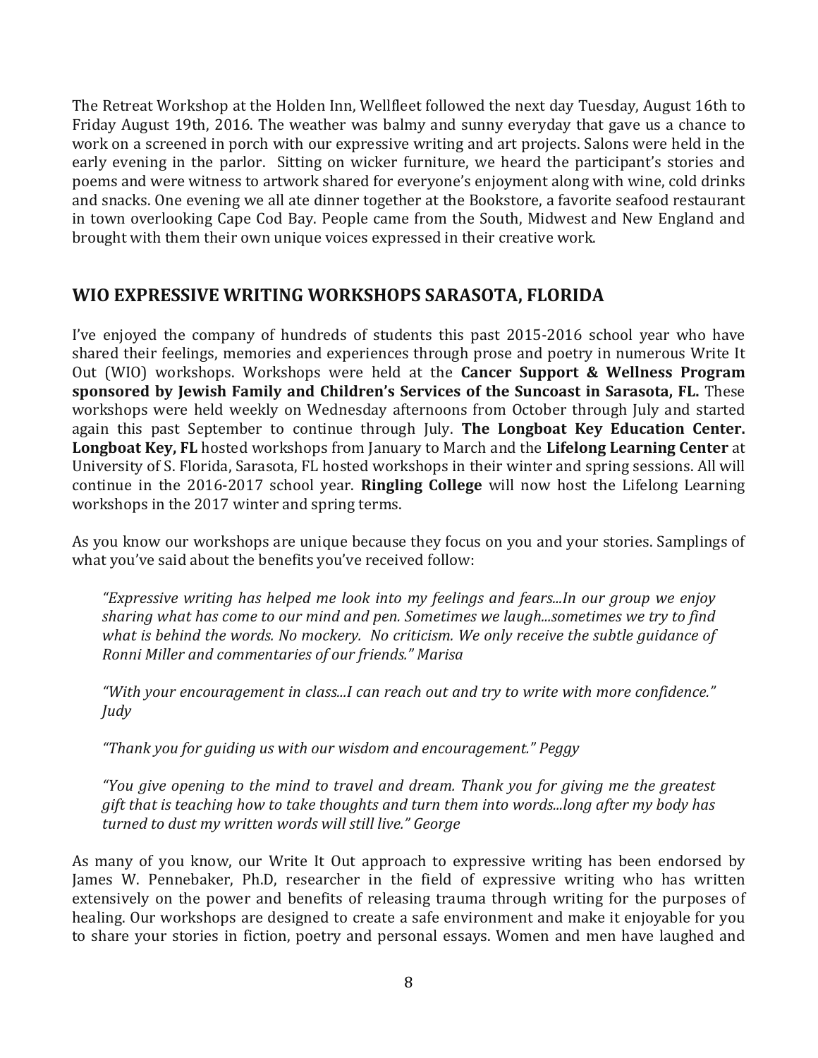The Retreat Workshop at the Holden Inn, Wellfleet followed the next day Tuesday, August 16th to Friday August 19th, 2016. The weather was balmy and sunny everyday that gave us a chance to work on a screened in porch with our expressive writing and art projects. Salons were held in the early evening in the parlor. Sitting on wicker furniture, we heard the participant's stories and poems and were witness to artwork shared for everyone's enjoyment along with wine, cold drinks and snacks. One evening we all ate dinner together at the Bookstore, a favorite seafood restaurant in town overlooking Cape Cod Bay. People came from the South, Midwest and New England and brought with them their own unique voices expressed in their creative work.

## WIO EXPRESSIVE WRITING WORKSHOPS SARASOTA, FLORIDA

I've enjoyed the company of hundreds of students this past 2015-2016 school year who have shared their feelings, memories and experiences through prose and poetry in numerous Write It Out (WIO) workshops. Workshops were held at the **Cancer Support & Wellness Program sponsored by Jewish Family and Children's Services of the Suncoast in Sarasota, FL.** These workshops were held weekly on Wednesday afternoons from October through July and started again this past September to continue through July. **The Longboat Key Education Center. Longboat Key, FL** hosted workshops from January to March and the **Lifelong Learning Center** at University of S. Florida, Sarasota, FL hosted workshops in their winter and spring sessions. All will continue in the 2016-2017 school year. **Ringling College** will now host the Lifelong Learning workshops in the 2017 winter and spring terms.

As you know our workshops are unique because they focus on you and your stories. Samplings of what you've said about the benefits you've received follow:

> *"Expressive writing has helped me look into my feelings and fears...In our group we enjoy sharing what has come to our mind and pen. Sometimes we laugh...sometimes we try to find what is behind the words. No mockery. No criticism. We only receive the subtle guidance of Ronni Miller and commentaries of our friends." Marisa*
>
> *"With your encouragement in class...I can reach out and try to write with more confidence." Judy*
>
> *"Thank you for guiding us with our wisdom and encouragement." Peggy*
>
> *"You give opening to the mind to travel and dream. Thank you for giving me the greatest gift that is teaching how to take thoughts and turn them into words...long after my body has turned to dust my written words will still live." George*

As many of you know, our Write It Out approach to expressive writing has been endorsed by James W. Pennebaker, Ph.D, researcher in the field of expressive writing who has written extensively on the power and benefits of releasing trauma through writing for the purposes of healing. Our workshops are designed to create a safe environment and make it enjoyable for you to share your stories in fiction, poetry and personal essays. Women and men have laughed and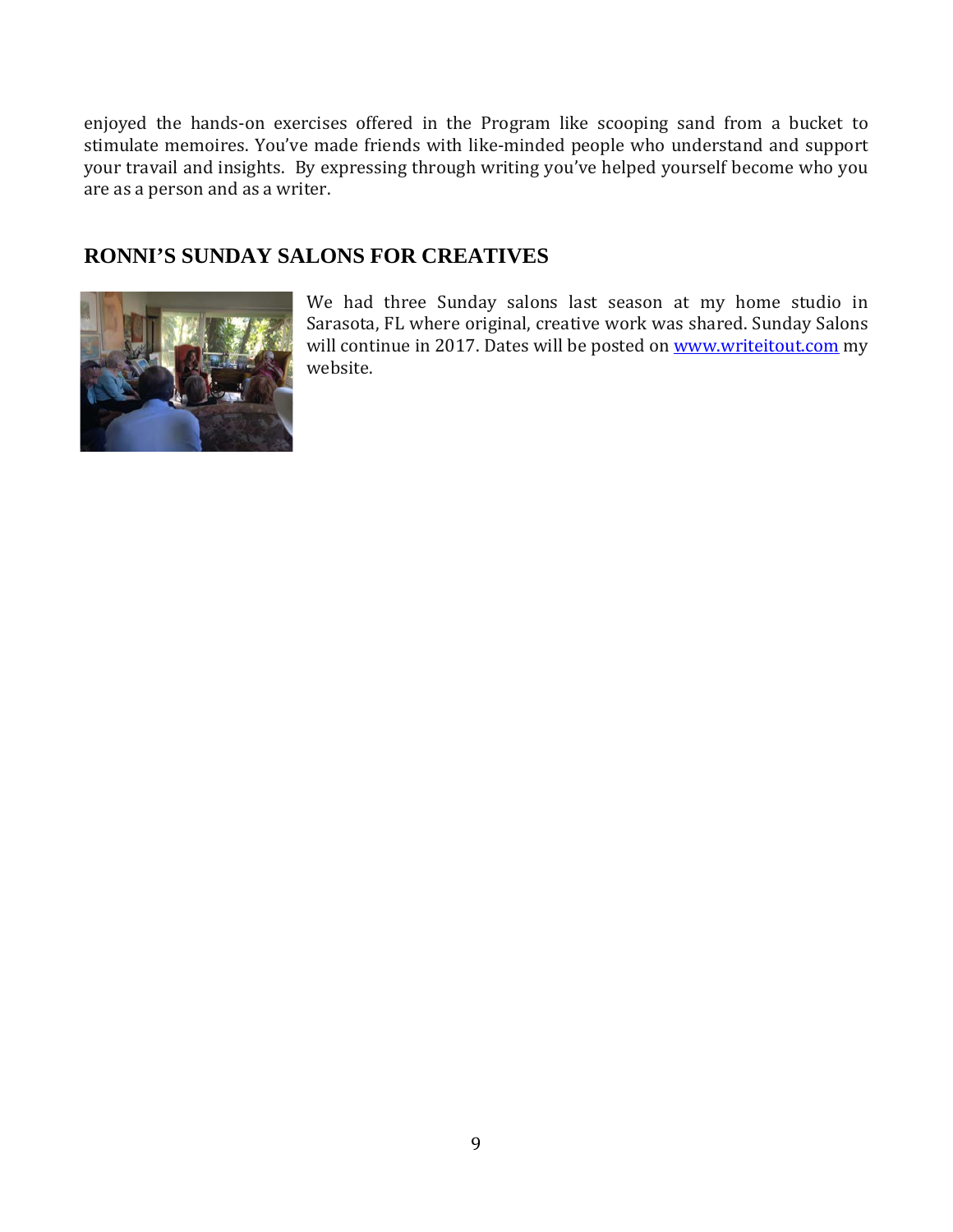enjoyed the hands-on exercises offered in the Program like scooping sand from a bucket to stimulate memoires. You've made friends with like-minded people who understand and support your travail and insights. By expressing through writing you've helped yourself become who you are as a person and as a writer.

## RONNI'S SUNDAY SALONS FOR CREATIVES

We had three Sunday salons last season at my home studio in Sarasota, FL where original, creative work was shared. Sunday Salons will continue in 2017. Dates will be posted on [www.writeitout.com](http://www.writeitout.com) my website.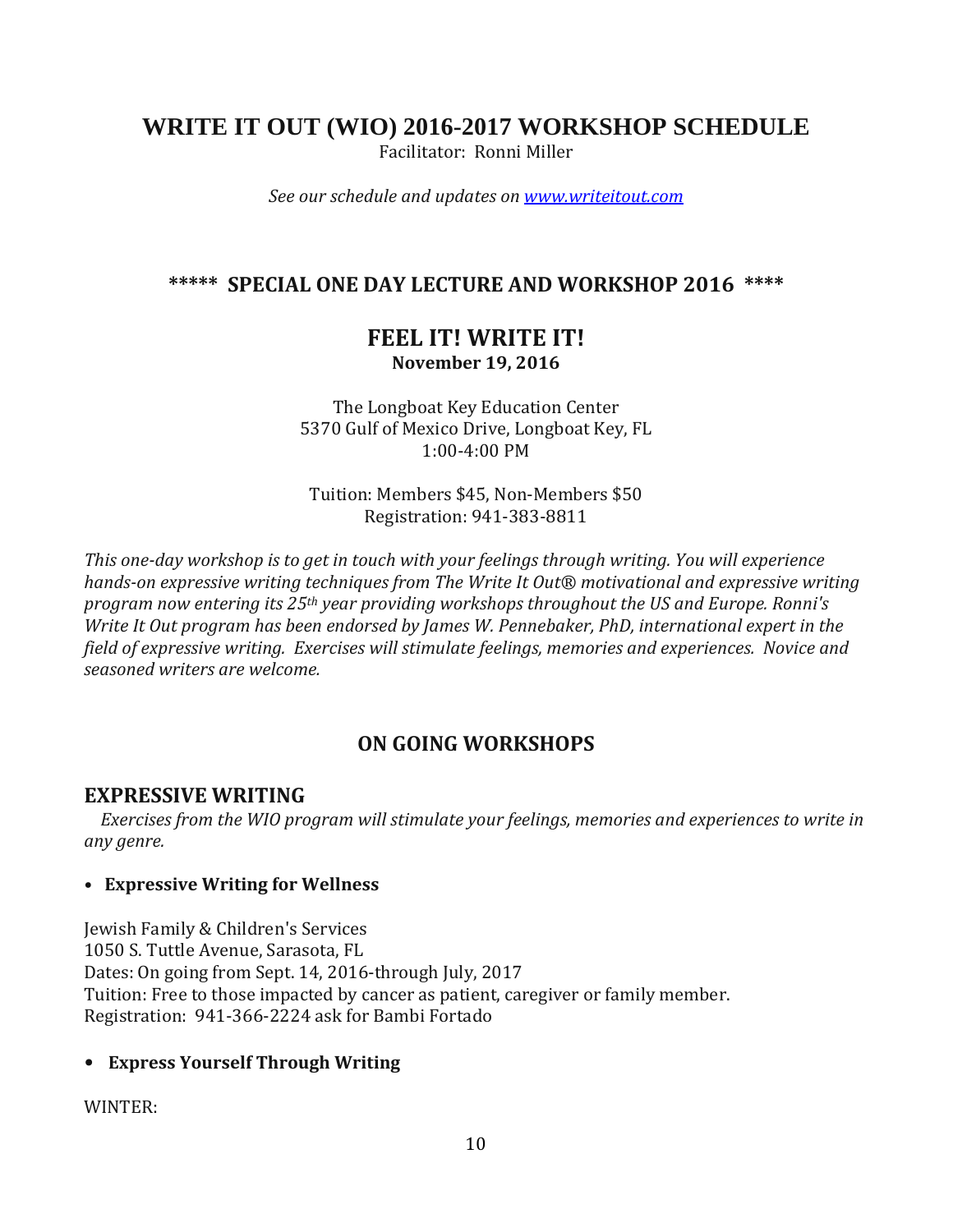# WRITE IT OUT (WIO) 2016-2017 WORKSHOP SCHEDULE

Facilitator: Ronni Miller

*See our schedule and updates on [www.writeitout.com](http://www.writeitout.com)*

## ***** SPECIAL ONE DAY LECTURE AND WORKSHOP 2016 ****

## FEEL IT! WRITE IT!

**November 19, 2016**

The Longboat Key Education Center
5370 Gulf of Mexico Drive, Longboat Key, FL
1:00-4:00 PM

Tuition: Members $45, Non-Members $50
Registration: 941-383-8811

*This one-day workshop is to get in touch with your feelings through writing. You will experience hands-on expressive writing techniques from The Write It Out® motivational and expressive writing program now entering its 25th year providing workshops throughout the US and Europe. Ronni's Write It Out program has been endorsed by James W. Pennebaker, PhD, international expert in the field of expressive writing. Exercises will stimulate feelings, memories and experiences. Novice and seasoned writers are welcome.*

## ON GOING WORKSHOPS

### EXPRESSIVE WRITING

*Exercises from the WIO program will stimulate your feelings, memories and experiences to write in any genre.*

- **Expressive Writing for Wellness**

Jewish Family & Children's Services
1050 S. Tuttle Avenue, Sarasota, FL
Dates: On going from Sept. 14, 2016-through July, 2017
Tuition: Free to those impacted by cancer as patient, caregiver or family member.
Registration: 941-366-2224 ask for Bambi Fortado

- **Express Yourself Through Writing**

WINTER: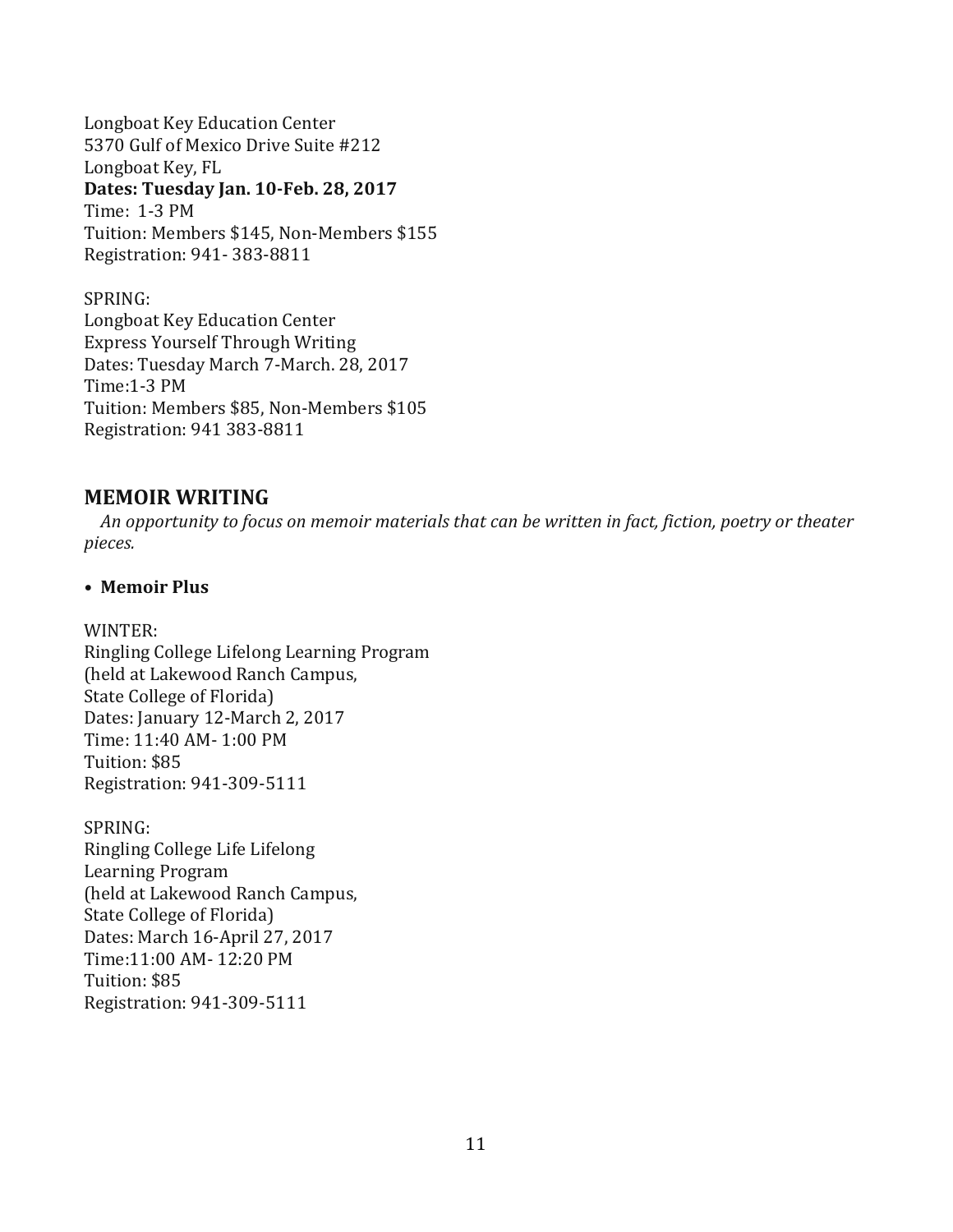Longboat Key Education Center
5370 Gulf of Mexico Drive Suite #212
Longboat Key, FL
**Dates: Tuesday Jan. 10-Feb. 28, 2017**
Time: 1-3 PM
Tuition: Members $145, Non-Members $155
Registration: 941- 383-8811

SPRING:
Longboat Key Education Center
Express Yourself Through Writing
Dates: Tuesday March 7-March. 28, 2017
Time:1-3 PM
Tuition: Members $85, Non-Members $105
Registration: 941 383-8811

## MEMOIR WRITING

*An opportunity to focus on memoir materials that can be written in fact, fiction, poetry or theater pieces.*

- **Memoir Plus**

WINTER:
Ringling College Lifelong Learning Program
(held at Lakewood Ranch Campus,
State College of Florida)
Dates: January 12-March 2, 2017
Time: 11:40 AM- 1:00 PM
Tuition: $85
Registration: 941-309-5111

SPRING:
Ringling College Life Lifelong
Learning Program
(held at Lakewood Ranch Campus,
State College of Florida)
Dates: March 16-April 27, 2017
Time:11:00 AM- 12:20 PM
Tuition: $85
Registration: 941-309-5111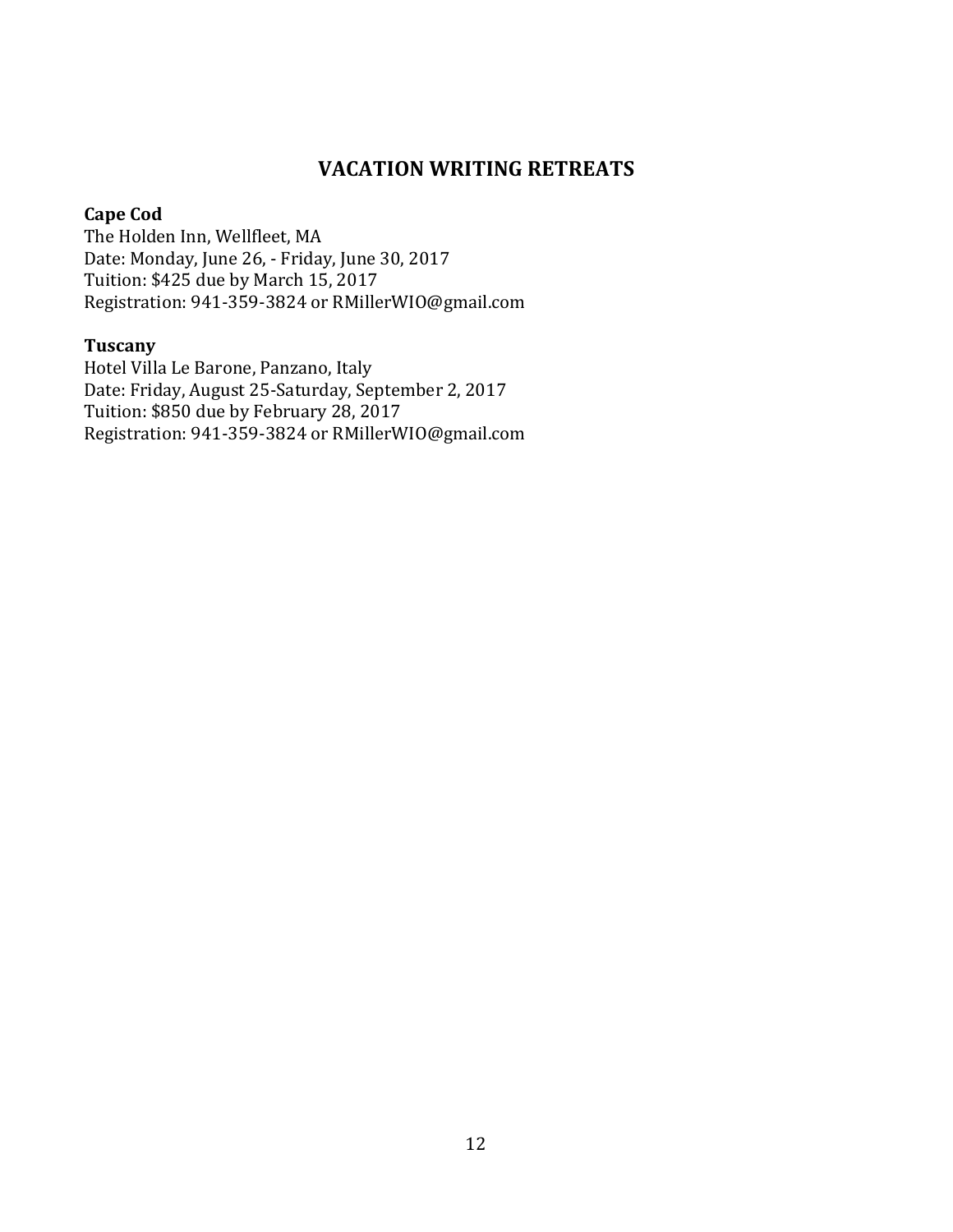## VACATION WRITING RETREATS

**Cape Cod**
The Holden Inn, Wellfleet, MA
Date: Monday, June 26, - Friday, June 30, 2017
Tuition: $425 due by March 15, 2017
Registration: 941-359-3824 or RMillerWIO@gmail.com

**Tuscany**
Hotel Villa Le Barone, Panzano, Italy
Date: Friday, August 25-Saturday, September 2, 2017
Tuition: $850 due by February 28, 2017
Registration: 941-359-3824 or RMillerWIO@gmail.com